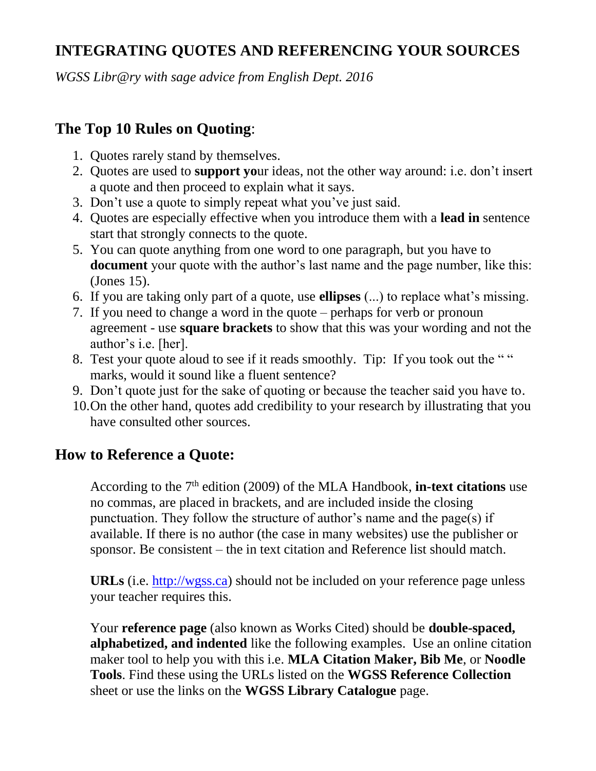## INTEGRATING QUOTES AND REFERENCING YOUR SOURCES

*WGSS Libr@ry with sage advice from English Dept. 2016*

### The Top 10 Rules on Quoting:

1. Quotes rarely stand by themselves.
2. Quotes are used to **support yo**ur ideas, not the other way around: i.e. don't insert a quote and then proceed to explain what it says.
3. Don't use a quote to simply repeat what you've just said.
4. Quotes are especially effective when you introduce them with a **lead in** sentence start that strongly connects to the quote.
5. You can quote anything from one word to one paragraph, but you have to **document** your quote with the author's last name and the page number, like this: (Jones 15).
6. If you are taking only part of a quote, use **ellipses** (...) to replace what's missing.
7. If you need to change a word in the quote – perhaps for verb or pronoun agreement - use **square brackets** to show that this was your wording and not the author's i.e. [her].
8. Test your quote aloud to see if it reads smoothly. Tip: If you took out the " " marks, would it sound like a fluent sentence?
9. Don't quote just for the sake of quoting or because the teacher said you have to.
10. On the other hand, quotes add credibility to your research by illustrating that you have consulted other sources.

### How to Reference a Quote:

According to the 7th edition (2009) of the MLA Handbook, **in-text citations** use no commas, are placed in brackets, and are included inside the closing punctuation. They follow the structure of author's name and the page(s) if available. If there is no author (the case in many websites) use the publisher or sponsor. Be consistent – the in text citation and Reference list should match.

**URLs** (i.e. http://wgss.ca) should not be included on your reference page unless your teacher requires this.

Your **reference page** (also known as Works Cited) should be **double-spaced, alphabetized, and indented** like the following examples. Use an online citation maker tool to help you with this i.e. **MLA Citation Maker, Bib Me**, or **Noodle Tools**. Find these using the URLs listed on the **WGSS Reference Collection** sheet or use the links on the **WGSS Library Catalogue** page.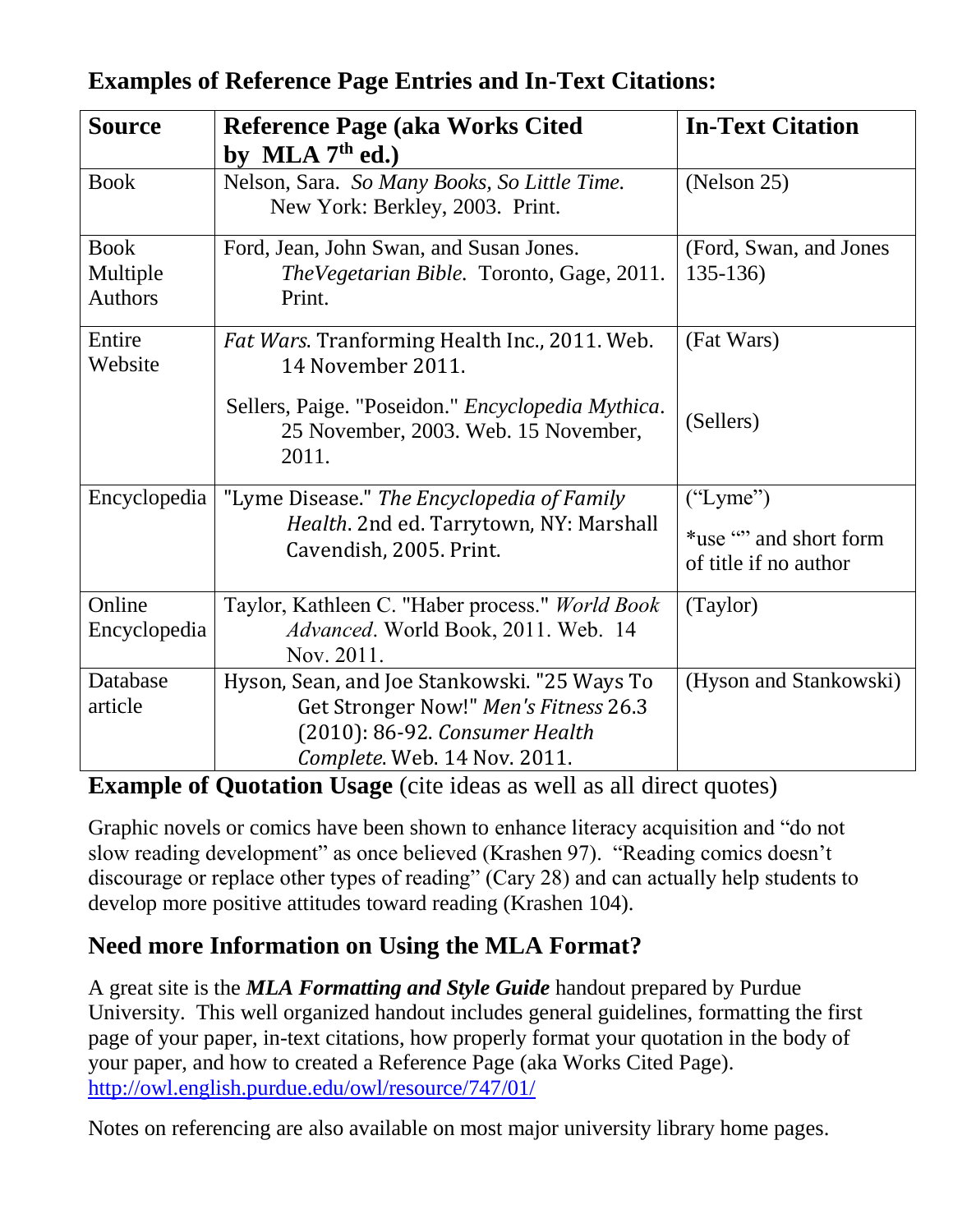**Examples of Reference Page Entries and In-Text Citations:**

| **Source** | **Reference Page (aka Works Cited by MLA 7th ed.)** | **In-Text Citation** |
|---|---|---|
| Book | Nelson, Sara. *So Many Books, So Little Time.* New York: Berkley, 2003. Print. | (Nelson 25) |
| Book Multiple Authors | Ford, Jean, John Swan, and Susan Jones. *TheVegetarian Bible.* Toronto, Gage, 2011. Print. | (Ford, Swan, and Jones 135-136) |
| Entire Website | *Fat Wars*. Tranforming Health Inc., 2011. Web. 14 November 2011.<br><br>Sellers, Paige. "Poseidon." *Encyclopedia Mythica*. 25 November, 2003. Web. 15 November, 2011. | (Fat Wars)<br><br>(Sellers) |
| Encyclopedia | "Lyme Disease." *The Encyclopedia of Family Health*. 2nd ed. Tarrytown, NY: Marshall Cavendish, 2005. Print. | ("Lyme")<br>*use "" and short form of title if no author |
| Online Encyclopedia | Taylor, Kathleen C. "Haber process." *World Book Advanced*. World Book, 2011. Web. 14 Nov. 2011. | (Taylor) |
| Database article | Hyson, Sean, and Joe Stankowski. "25 Ways To Get Stronger Now!" *Men's Fitness* 26.3 (2010): 86-92. *Consumer Health Complete*. Web. 14 Nov. 2011. | (Hyson and Stankowski) |

**Example of Quotation Usage** (cite ideas as well as all direct quotes)

Graphic novels or comics have been shown to enhance literacy acquisition and "do not slow reading development" as once believed (Krashen 97). "Reading comics doesn't discourage or replace other types of reading" (Cary 28) and can actually help students to develop more positive attitudes toward reading (Krashen 104).

## Need more Information on Using the MLA Format?

A great site is the ***MLA Formatting and Style Guide*** handout prepared by Purdue University. This well organized handout includes general guidelines, formatting the first page of your paper, in-text citations, how properly format your quotation in the body of your paper, and how to created a Reference Page (aka Works Cited Page). http://owl.english.purdue.edu/owl/resource/747/01/

Notes on referencing are also available on most major university library home pages.